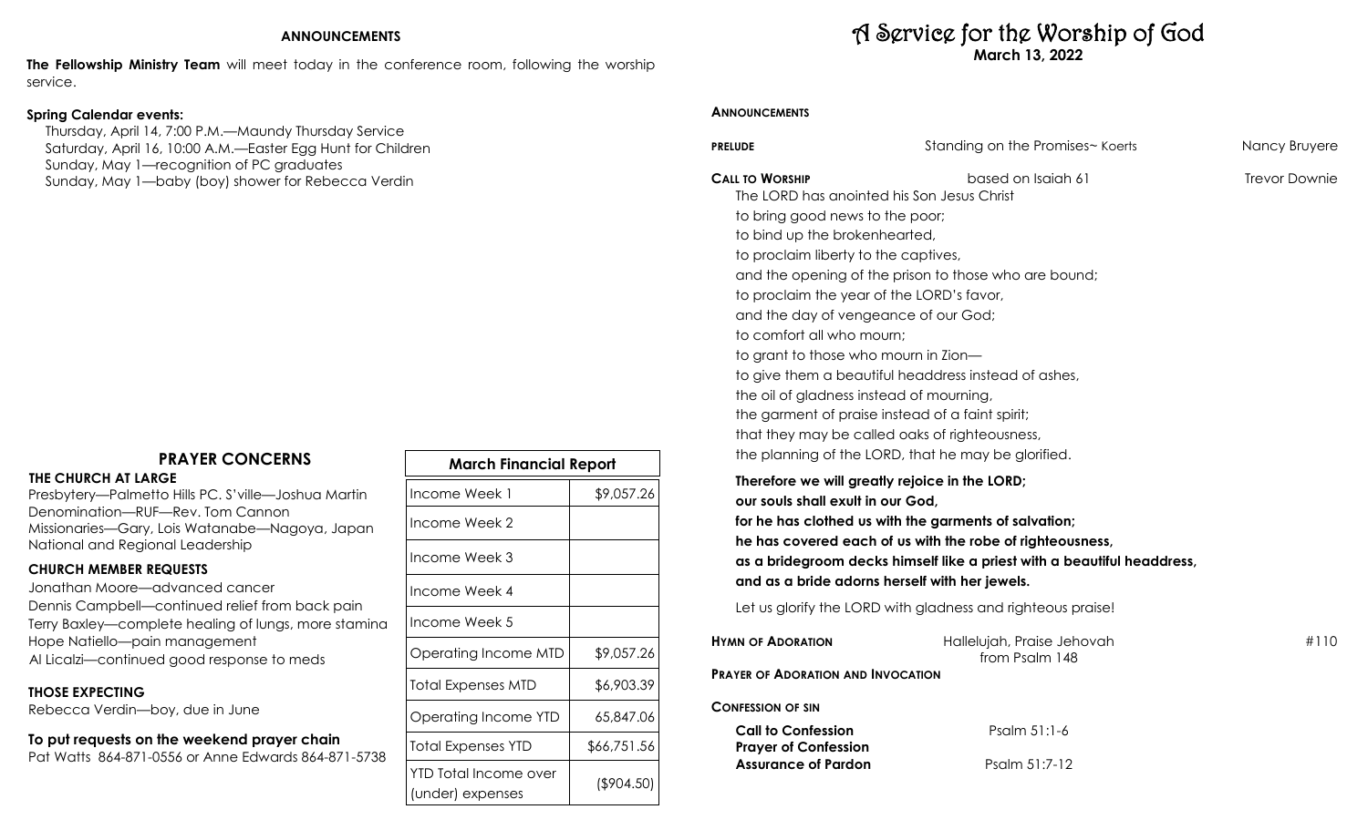## ANNOUNCEMENTS

**The Fellowship Ministry Team** will meet today in the conference room, following the worship service.

**Spring Calendar events:**

Thursday, April 14, 7:00 P.M.—Maundy Thursday Service
Saturday, April 16, 10:00 A.M.—Easter Egg Hunt for Children
Sunday, May 1—recognition of PC graduates
Sunday, May 1—baby (boy) shower for Rebecca Verdin

## PRAYER CONCERNS

**THE CHURCH AT LARGE**

Presbytery—Palmetto Hills PC. S'ville—Joshua Martin
Denomination—RUF—Rev. Tom Cannon
Missionaries—Gary, Lois Watanabe—Nagoya, Japan
National and Regional Leadership

**CHURCH MEMBER REQUESTS**

Jonathan Moore—advanced cancer
Dennis Campbell—continued relief from back pain
Terry Baxley—complete healing of lungs, more stamina
Hope Natiello—pain management
Al Licalzi—continued good response to meds

**THOSE EXPECTING**

Rebecca Verdin—boy, due in June

**To put requests on the weekend prayer chain**

Pat Watts 864-871-0556 or Anne Edwards 864-871-5738

| March Financial Report | |
|---|---|
| Income Week 1 | $9,057.26 |
| Income Week 2 | |
| Income Week 3 | |
| Income Week 4 | |
| Income Week 5 | |
| Operating Income MTD | $9,057.26 |
| Total Expenses MTD | $6,903.39 |
| Operating Income YTD | 65,847.06 |
| Total Expenses YTD | $66,751.56 |
| YTD Total Income over (under) expenses | ($904.50) |

# A Service for the Worship of God

**March 13, 2022**

**ANNOUNCEMENTS**

**PRELUDE** — Standing on the Promises~ Koerts — Nancy Bruyere

**CALL TO WORSHIP** — based on Isaiah 61 — Trevor Downie

The LORD has anointed his Son Jesus Christ
to bring good news to the poor;
to bind up the brokenhearted,
to proclaim liberty to the captives,
and the opening of the prison to those who are bound;
to proclaim the year of the LORD's favor,
and the day of vengeance of our God;
to comfort all who mourn;
to grant to those who mourn in Zion—
to give them a beautiful headdress instead of ashes,
the oil of gladness instead of mourning,
the garment of praise instead of a faint spirit;
that they may be called oaks of righteousness,
the planning of the LORD, that he may be glorified.

**Therefore we will greatly rejoice in the LORD;**
**our souls shall exult in our God,**
**for he has clothed us with the garments of salvation;**
**he has covered each of us with the robe of righteousness,**
**as a bridegroom decks himself like a priest with a beautiful headdress,**
**and as a bride adorns herself with her jewels.**

Let us glorify the LORD with gladness and righteous praise!

**HYMN OF ADORATION** — Hallelujah, Praise Jehovah from Psalm 148 — #110

**PRAYER OF ADORATION AND INVOCATION**

**CONFESSION OF SIN**

**Call to Confession** — Psalm 51:1-6
**Prayer of Confession**
**Assurance of Pardon** — Psalm 51:7-12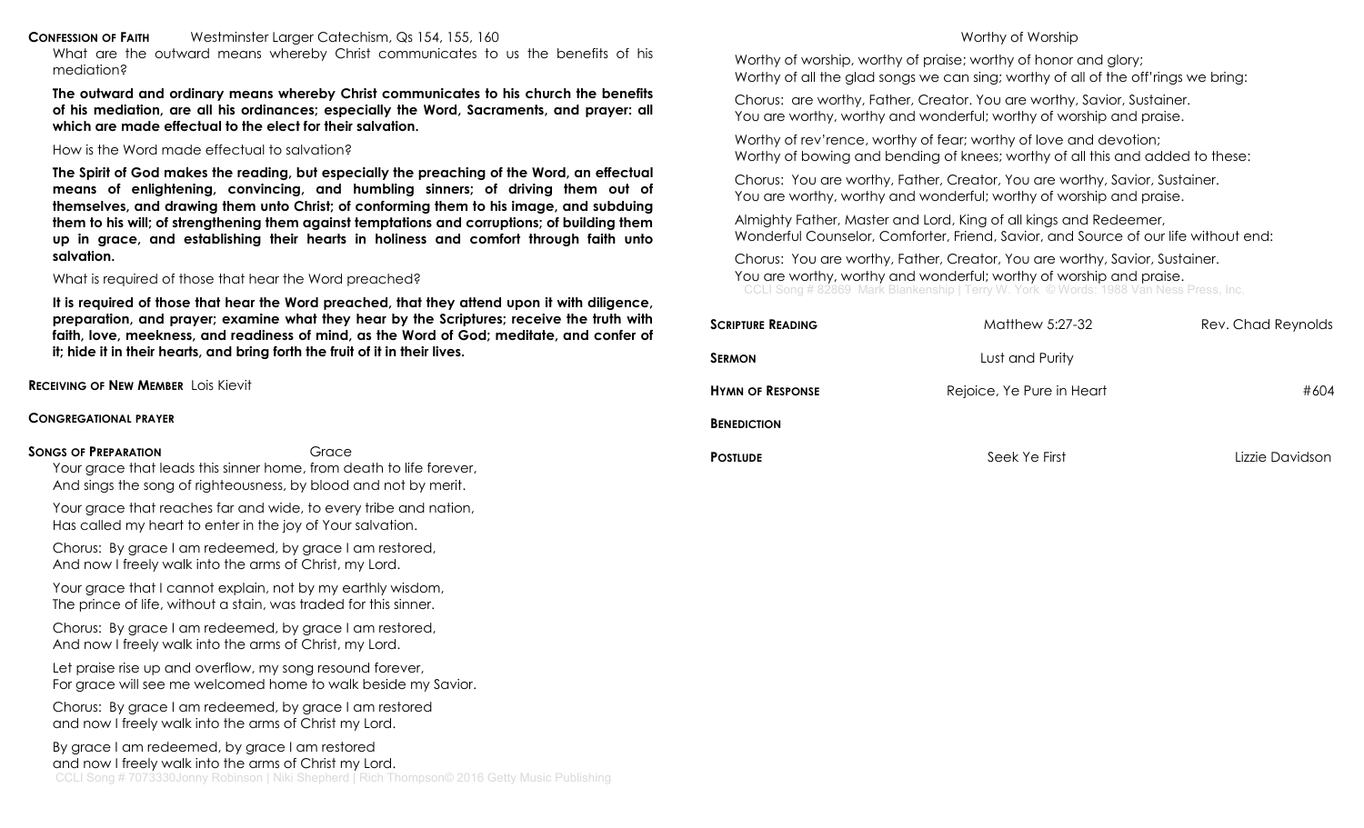**CONFESSION OF FAITH** Westminster Larger Catechism, Qs 154, 155, 160

What are the outward means whereby Christ communicates to us the benefits of his mediation?

**The outward and ordinary means whereby Christ communicates to his church the benefits of his mediation, are all his ordinances; especially the Word, Sacraments, and prayer: all which are made effectual to the elect for their salvation.**

How is the Word made effectual to salvation?

**The Spirit of God makes the reading, but especially the preaching of the Word, an effectual means of enlightening, convincing, and humbling sinners; of driving them out of themselves, and drawing them unto Christ; of conforming them to his image, and subduing them to his will; of strengthening them against temptations and corruptions; of building them up in grace, and establishing their hearts in holiness and comfort through faith unto salvation.**

What is required of those that hear the Word preached?

**It is required of those that hear the Word preached, that they attend upon it with diligence, preparation, and prayer; examine what they hear by the Scriptures; receive the truth with faith, love, meekness, and readiness of mind, as the Word of God; meditate, and confer of it; hide it in their hearts, and bring forth the fruit of it in their lives.**

**RECEIVING OF NEW MEMBER** Lois Kievit

**CONGREGATIONAL PRAYER**

**SONGS OF PREPARATION** Grace

Your grace that leads this sinner home, from death to life forever,
And sings the song of righteousness, by blood and not by merit.

Your grace that reaches far and wide, to every tribe and nation,
Has called my heart to enter in the joy of Your salvation.

Chorus: By grace I am redeemed, by grace I am restored,
And now I freely walk into the arms of Christ, my Lord.

Your grace that I cannot explain, not by my earthly wisdom,
The prince of life, without a stain, was traded for this sinner.

Chorus: By grace I am redeemed, by grace I am restored,
And now I freely walk into the arms of Christ, my Lord.

Let praise rise up and overflow, my song resound forever,
For grace will see me welcomed home to walk beside my Savior.

Chorus: By grace I am redeemed, by grace I am restored
and now I freely walk into the arms of Christ my Lord.

By grace I am redeemed, by grace I am restored
and now I freely walk into the arms of Christ my Lord.

CCLI Song # 7073330Jonny Robinson | Niki Shepherd | Rich Thompson© 2016 Getty Music Publishing

Worthy of Worship

Worthy of worship, worthy of praise; worthy of honor and glory;
Worthy of all the glad songs we can sing; worthy of all of the off'rings we bring:

Chorus: are worthy, Father, Creator. You are worthy, Savior, Sustainer.
You are worthy, worthy and wonderful; worthy of worship and praise.

Worthy of rev'rence, worthy of fear; worthy of love and devotion;
Worthy of bowing and bending of knees; worthy of all this and added to these:

Chorus: You are worthy, Father, Creator, You are worthy, Savior, Sustainer.
You are worthy, worthy and wonderful; worthy of worship and praise.

Almighty Father, Master and Lord, King of all kings and Redeemer,
Wonderful Counselor, Comforter, Friend, Savior, and Source of our life without end:

Chorus: You are worthy, Father, Creator, You are worthy, Savior, Sustainer.
You are worthy, worthy and wonderful; worthy of worship and praise.

CCLI Song # 82869 Mark Blankenship | Terry W. York © Words: 1988 Van Ness Press, Inc.

**SCRIPTURE READING** Matthew 5:27-32 Rev. Chad Reynolds

**SERMON** Lust and Purity

**HYMN OF RESPONSE** Rejoice, Ye Pure in Heart #604

**BENEDICTION**

**POSTLUDE** Seek Ye First Lizzie Davidson